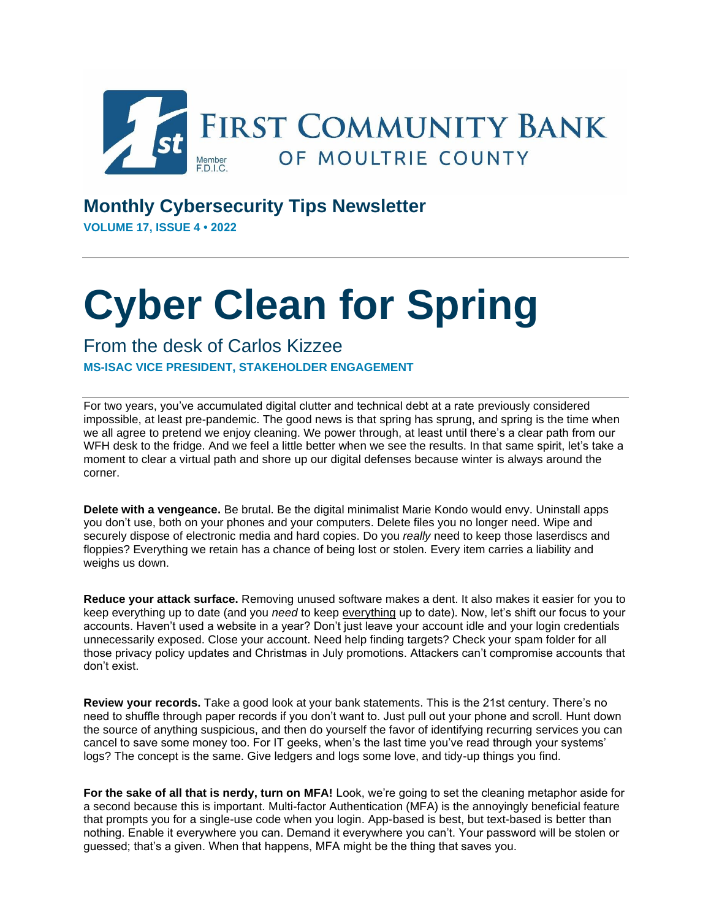FIRST COMMUNITY BANK OF MOULTRIE COUNTY

Member F.D.I.C.

## Monthly Cybersecurity Tips Newsletter

**VOLUME 17, ISSUE 4 • 2022**

---

# Cyber Clean for Spring

### From the desk of Carlos Kizzee

**MS-ISAC VICE PRESIDENT, STAKEHOLDER ENGAGEMENT**

---

For two years, you've accumulated digital clutter and technical debt at a rate previously considered impossible, at least pre-pandemic. The good news is that spring has sprung, and spring is the time when we all agree to pretend we enjoy cleaning. We power through, at least until there's a clear path from our WFH desk to the fridge. And we feel a little better when we see the results. In that same spirit, let's take a moment to clear a virtual path and shore up our digital defenses because winter is always around the corner.

**Delete with a vengeance.** Be brutal. Be the digital minimalist Marie Kondo would envy. Uninstall apps you don't use, both on your phones and your computers. Delete files you no longer need. Wipe and securely dispose of electronic media and hard copies. Do you *really* need to keep those laserdiscs and floppies? Everything we retain has a chance of being lost or stolen. Every item carries a liability and weighs us down.

**Reduce your attack surface.** Removing unused software makes a dent. It also makes it easier for you to keep everything up to date (and you *need* to keep everything up to date). Now, let's shift our focus to your accounts. Haven't used a website in a year? Don't just leave your account idle and your login credentials unnecessarily exposed. Close your account. Need help finding targets? Check your spam folder for all those privacy policy updates and Christmas in July promotions. Attackers can't compromise accounts that don't exist.

**Review your records.** Take a good look at your bank statements. This is the 21st century. There's no need to shuffle through paper records if you don't want to. Just pull out your phone and scroll. Hunt down the source of anything suspicious, and then do yourself the favor of identifying recurring services you can cancel to save some money too. For IT geeks, when's the last time you've read through your systems' logs? The concept is the same. Give ledgers and logs some love, and tidy-up things you find.

**For the sake of all that is nerdy, turn on MFA!** Look, we're going to set the cleaning metaphor aside for a second because this is important. Multi-factor Authentication (MFA) is the annoyingly beneficial feature that prompts you for a single-use code when you login. App-based is best, but text-based is better than nothing. Enable it everywhere you can. Demand it everywhere you can't. Your password will be stolen or guessed; that's a given. When that happens, MFA might be the thing that saves you.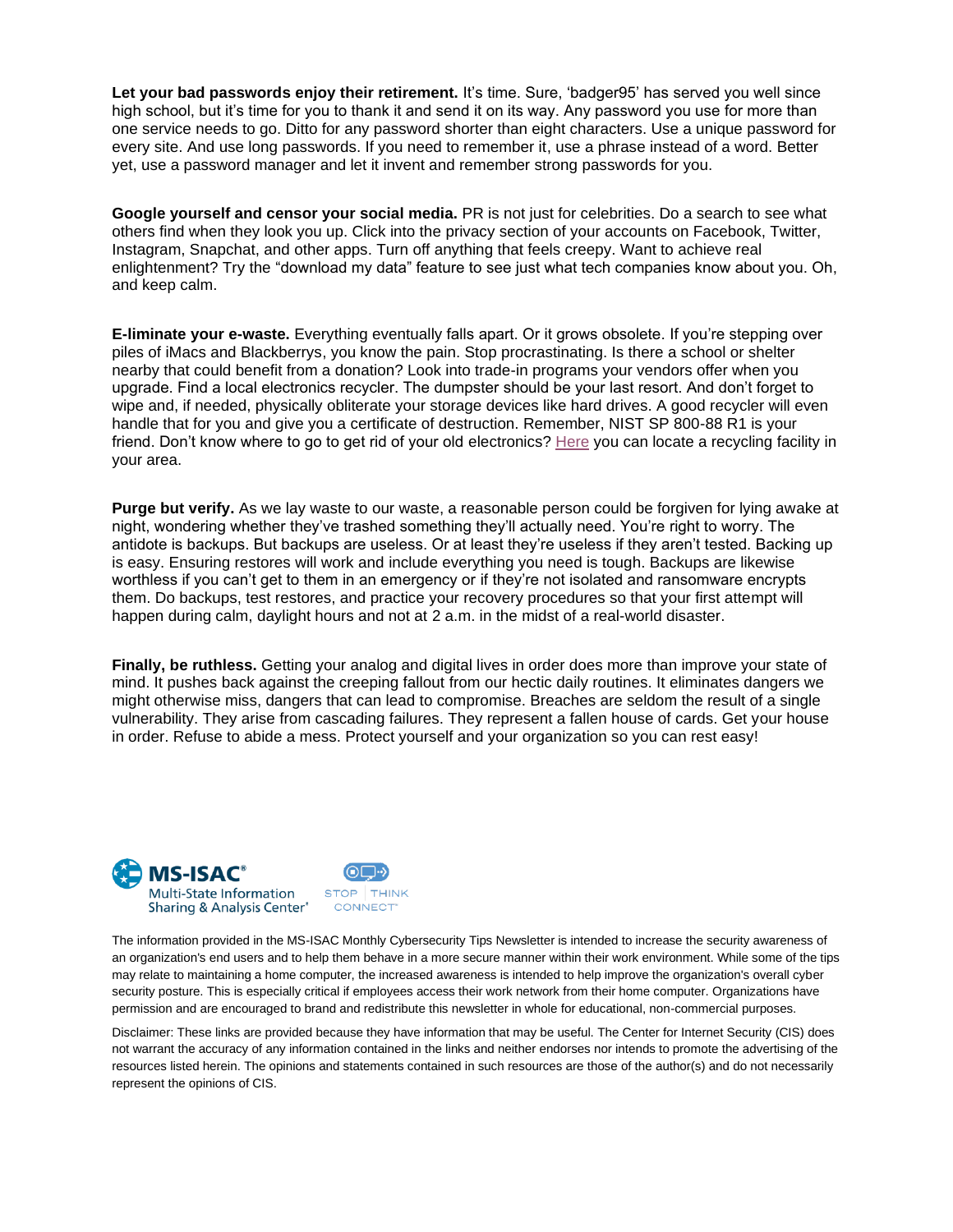**Let your bad passwords enjoy their retirement.** It's time. Sure, 'badger95' has served you well since high school, but it's time for you to thank it and send it on its way. Any password you use for more than one service needs to go. Ditto for any password shorter than eight characters. Use a unique password for every site. And use long passwords. If you need to remember it, use a phrase instead of a word. Better yet, use a password manager and let it invent and remember strong passwords for you.

**Google yourself and censor your social media.** PR is not just for celebrities. Do a search to see what others find when they look you up. Click into the privacy section of your accounts on Facebook, Twitter, Instagram, Snapchat, and other apps. Turn off anything that feels creepy. Want to achieve real enlightenment? Try the "download my data" feature to see just what tech companies know about you. Oh, and keep calm.

**E-liminate your e-waste.** Everything eventually falls apart. Or it grows obsolete. If you're stepping over piles of iMacs and Blackberrys, you know the pain. Stop procrastinating. Is there a school or shelter nearby that could benefit from a donation? Look into trade-in programs your vendors offer when you upgrade. Find a local electronics recycler. The dumpster should be your last resort. And don't forget to wipe and, if needed, physically obliterate your storage devices like hard drives. A good recycler will even handle that for you and give you a certificate of destruction. Remember, NIST SP 800-88 R1 is your friend. Don't know where to go to get rid of your old electronics? Here you can locate a recycling facility in your area.

**Purge but verify.** As we lay waste to our waste, a reasonable person could be forgiven for lying awake at night, wondering whether they've trashed something they'll actually need. You're right to worry. The antidote is backups. But backups are useless. Or at least they're useless if they aren't tested. Backing up is easy. Ensuring restores will work and include everything you need is tough. Backups are likewise worthless if you can't get to them in an emergency or if they're not isolated and ransomware encrypts them. Do backups, test restores, and practice your recovery procedures so that your first attempt will happen during calm, daylight hours and not at 2 a.m. in the midst of a real-world disaster.

**Finally, be ruthless.** Getting your analog and digital lives in order does more than improve your state of mind. It pushes back against the creeping fallout from our hectic daily routines. It eliminates dangers we might otherwise miss, dangers that can lead to compromise. Breaches are seldom the result of a single vulnerability. They arise from cascading failures. They represent a fallen house of cards. Get your house in order. Refuse to abide a mess. Protect yourself and your organization so you can rest easy!

MS-ISAC®
Multi-State Information Sharing & Analysis Center®

STOP | THINK
CONNECT™

The information provided in the MS-ISAC Monthly Cybersecurity Tips Newsletter is intended to increase the security awareness of an organization's end users and to help them behave in a more secure manner within their work environment. While some of the tips may relate to maintaining a home computer, the increased awareness is intended to help improve the organization's overall cyber security posture. This is especially critical if employees access their work network from their home computer. Organizations have permission and are encouraged to brand and redistribute this newsletter in whole for educational, non-commercial purposes.

Disclaimer: These links are provided because they have information that may be useful. The Center for Internet Security (CIS) does not warrant the accuracy of any information contained in the links and neither endorses nor intends to promote the advertising of the resources listed herein. The opinions and statements contained in such resources are those of the author(s) and do not necessarily represent the opinions of CIS.